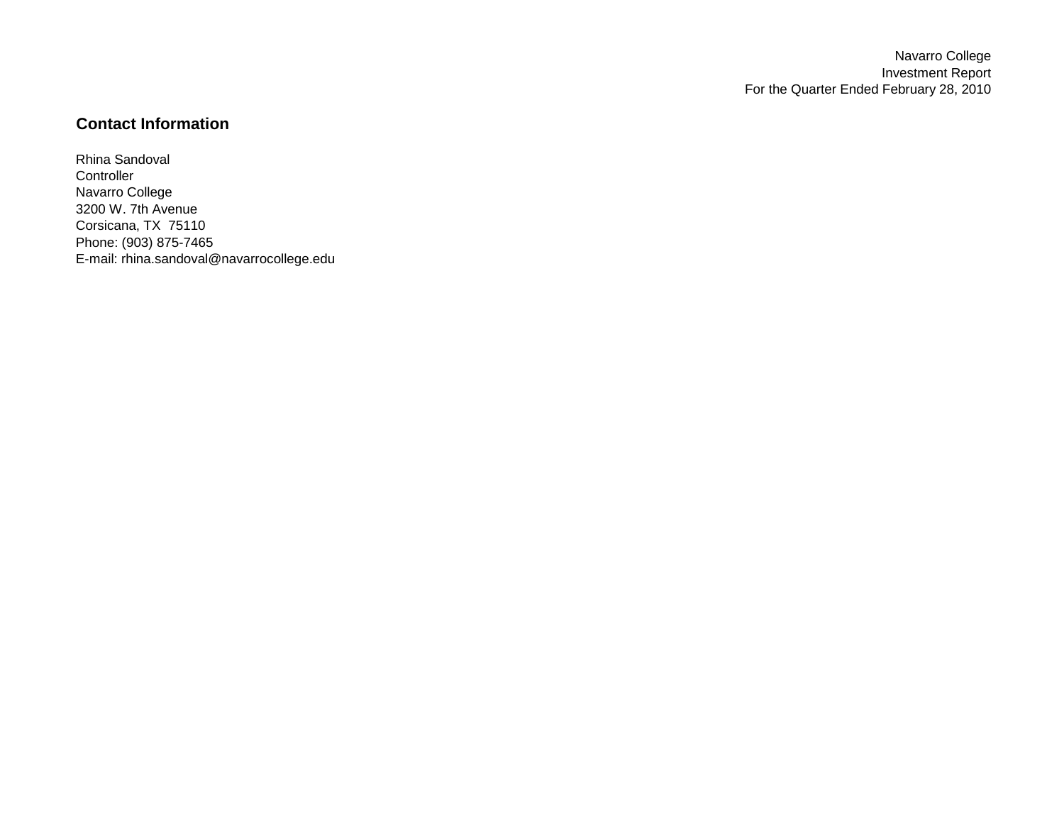Navarro College
Investment Report
For the Quarter Ended February 28, 2010

## Contact Information

Rhina Sandoval
Controller
Navarro College
3200 W. 7th Avenue
Corsicana, TX  75110
Phone: (903) 875-7465
E-mail: rhina.sandoval@navarrocollege.edu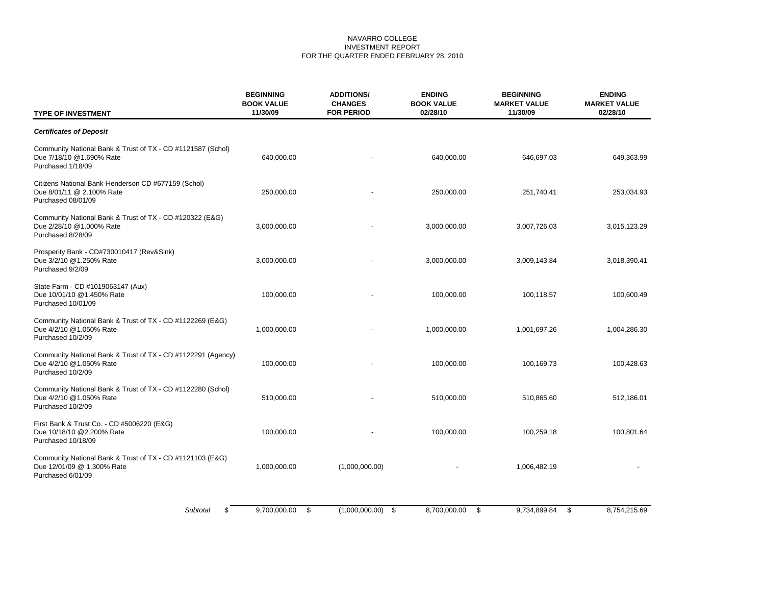NAVARRO COLLEGE
INVESTMENT REPORT
FOR THE QUARTER ENDED FEBRUARY 28, 2010

| TYPE OF INVESTMENT | BEGINNING BOOK VALUE 11/30/09 | ADDITIONS/ CHANGES FOR PERIOD | ENDING BOOK VALUE 02/28/10 | BEGINNING MARKET VALUE 11/30/09 | ENDING MARKET VALUE 02/28/10 |
|---|---|---|---|---|---|
| ***Certificates of Deposit*** | | | | | |
| Community National Bank & Trust of TX - CD #1121587 (Schol) Due 7/18/10 @1.690% Rate Purchased 1/18/09 | 640,000.00 | - | 640,000.00 | 646,697.03 | 649,363.99 |
| Citizens National Bank-Henderson CD #677159 (Schol) Due 8/01/11 @ 2.100% Rate Purchased 08/01/09 | 250,000.00 | - | 250,000.00 | 251,740.41 | 253,034.93 |
| Community National Bank & Trust of TX - CD #120322 (E&G) Due 2/28/10 @1.000% Rate Purchased 8/28/09 | 3,000,000.00 | - | 3,000,000.00 | 3,007,726.03 | 3,015,123.29 |
| Prosperity Bank - CD#730010417 (Rev&Sink) Due 3/2/10 @1.250% Rate Purchased 9/2/09 | 3,000,000.00 | - | 3,000,000.00 | 3,009,143.84 | 3,018,390.41 |
| State Farm - CD #1019063147 (Aux) Due 10/01/10 @1.450% Rate Purchased 10/01/09 | 100,000.00 | - | 100,000.00 | 100,118.57 | 100,600.49 |
| Community National Bank & Trust of TX - CD #1122269 (E&G) Due 4/2/10 @1.050% Rate Purchased 10/2/09 | 1,000,000.00 | - | 1,000,000.00 | 1,001,697.26 | 1,004,286.30 |
| Community National Bank & Trust of TX - CD #1122291 (Agency) Due 4/2/10 @1.050% Rate Purchased 10/2/09 | 100,000.00 | - | 100,000.00 | 100,169.73 | 100,428.63 |
| Community National Bank & Trust of TX - CD #1122280 (Schol) Due 4/2/10 @1.050% Rate Purchased 10/2/09 | 510,000.00 | - | 510,000.00 | 510,865.60 | 512,186.01 |
| First Bank & Trust Co. - CD #5006220 (E&G) Due 10/18/10 @2.200% Rate Purchased 10/18/09 | 100,000.00 | - | 100,000.00 | 100,259.18 | 100,801.64 |
| Community National Bank & Trust of TX - CD #1121103 (E&G) Due 12/01/09 @ 1.300% Rate Purchased 6/01/09 | 1,000,000.00 | (1,000,000.00) | - | 1,006,482.19 | - |
| *Subtotal* | $ 9,700,000.00 | $ (1,000,000.00) | $ 8,700,000.00 | $ 9,734,899.84 | $ 8,754,215.69 |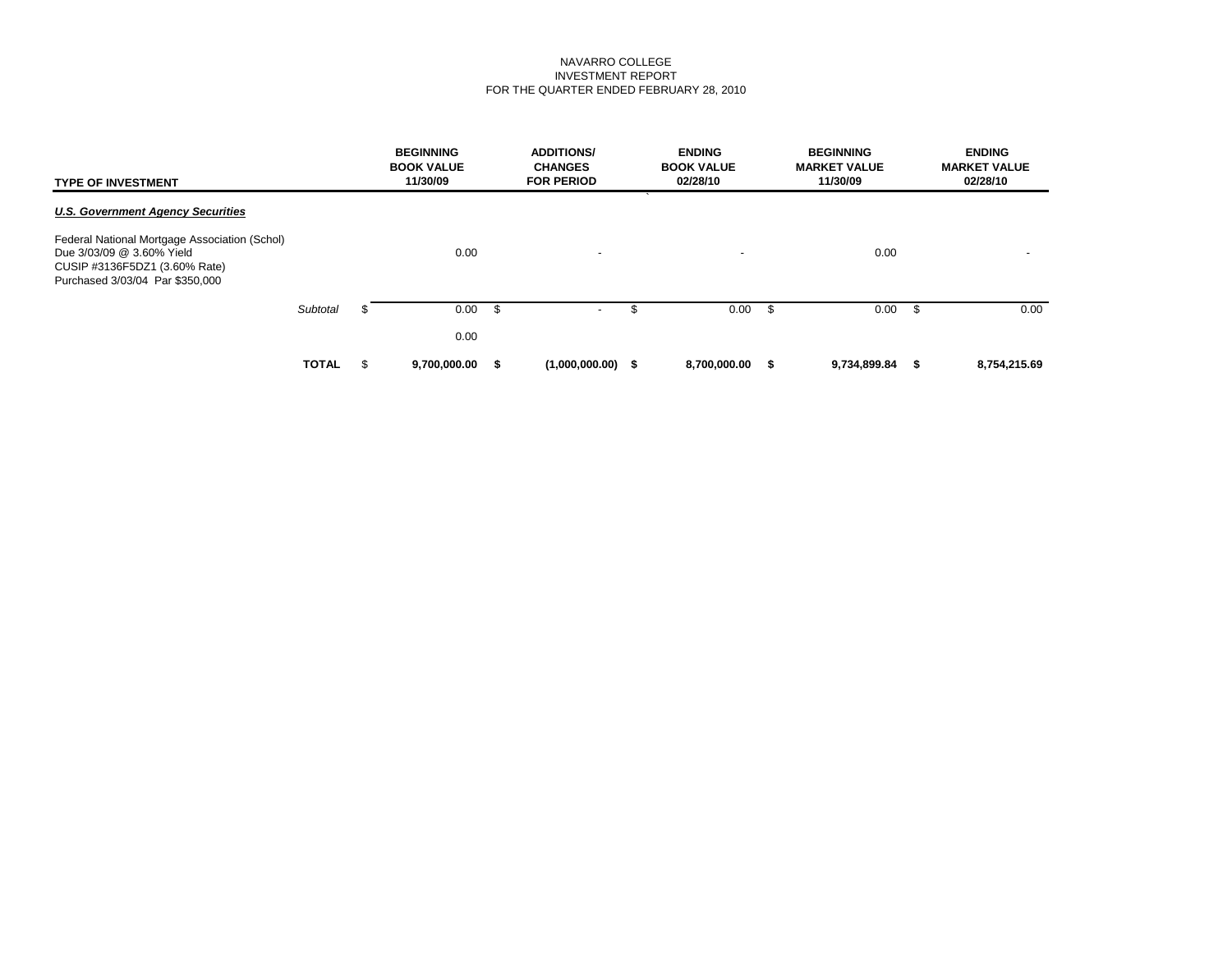NAVARRO COLLEGE
INVESTMENT REPORT
FOR THE QUARTER ENDED FEBRUARY 28, 2010

| TYPE OF INVESTMENT | BEGINNING BOOK VALUE 11/30/09 | ADDITIONS/ CHANGES FOR PERIOD | ENDING BOOK VALUE 02/28/10 | BEGINNING MARKET VALUE 11/30/09 | ENDING MARKET VALUE 02/28/10 |
|---|---|---|---|---|---|
| ***U.S. Government Agency Securities*** | | | | | |
| Federal National Mortgage Association (Schol) Due 3/03/09 @ 3.60% Yield CUSIP #3136F5DZ1 (3.60% Rate) Purchased 3/03/04 Par $350,000 | 0.00 | - | - | 0.00 | - |
| *Subtotal* | $ 0.00 | $ - | $ 0.00 | $ 0.00 | $ 0.00 |
| | 0.00 | | | | |
| **TOTAL** | $ **9,700,000.00** | **$ (1,000,000.00)** | **$ 8,700,000.00** | **$ 9,734,899.84** | **$ 8,754,215.69** |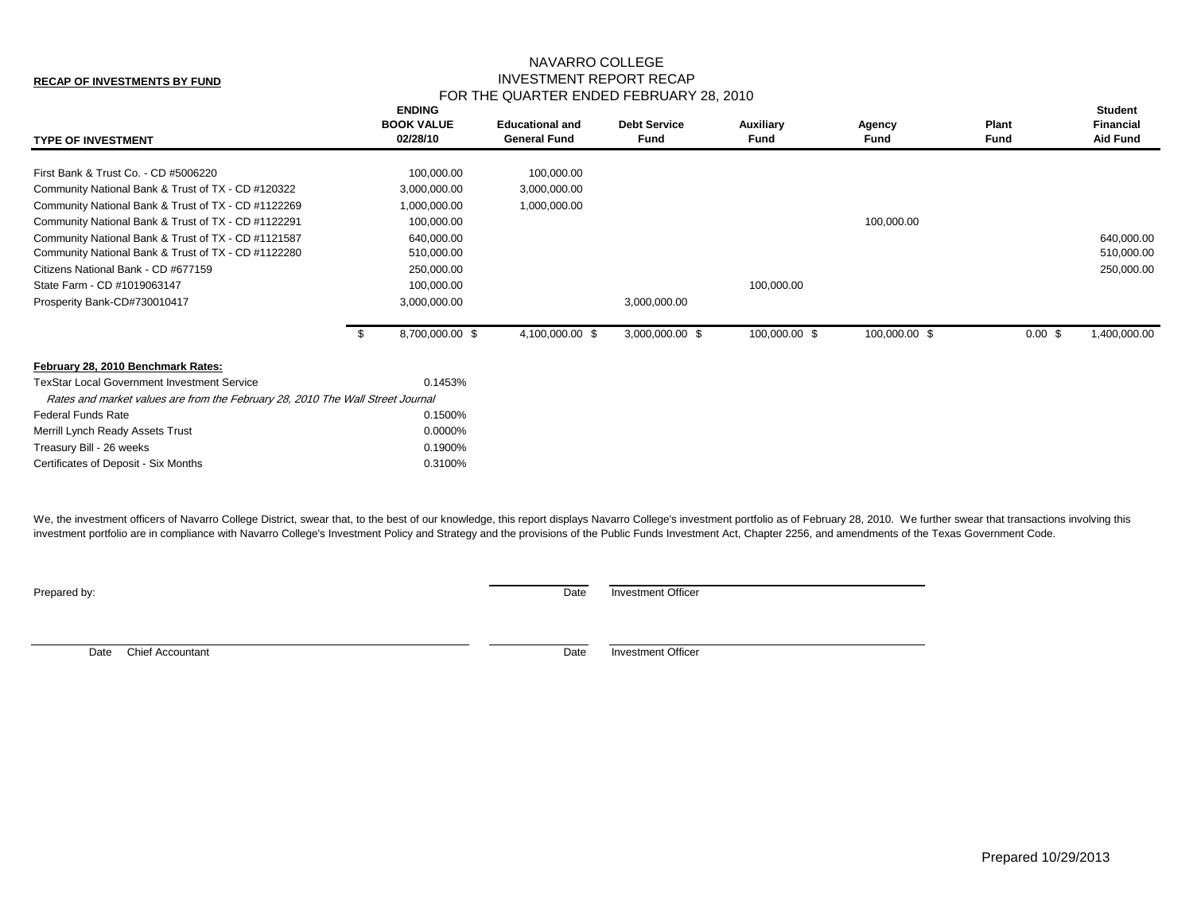**RECAP OF INVESTMENTS BY FUND**

# NAVARRO COLLEGE
## INVESTMENT REPORT RECAP
### FOR THE QUARTER ENDED FEBRUARY 28, 2010

| TYPE OF INVESTMENT | ENDING BOOK VALUE 02/28/10 | Educational and General Fund | Debt Service Fund | Auxiliary Fund | Agency Fund | Plant Fund | Student Financial Aid Fund |
|---|---|---|---|---|---|---|---|
| First Bank & Trust Co. - CD #5006220 | 100,000.00 | 100,000.00 | | | | | |
| Community National Bank & Trust of TX - CD #120322 | 3,000,000.00 | 3,000,000.00 | | | | | |
| Community National Bank & Trust of TX - CD #1122269 | 1,000,000.00 | 1,000,000.00 | | | | | |
| Community National Bank & Trust of TX - CD #1122291 | 100,000.00 | | | | 100,000.00 | | |
| Community National Bank & Trust of TX - CD #1121587 | 640,000.00 | | | | | | 640,000.00 |
| Community National Bank & Trust of TX - CD #1122280 | 510,000.00 | | | | | | 510,000.00 |
| Citizens National Bank - CD #677159 | 250,000.00 | | | | | | 250,000.00 |
| State Farm - CD #1019063147 | 100,000.00 | | | 100,000.00 | | | |
| Prosperity Bank-CD#730010417 | 3,000,000.00 | | 3,000,000.00 | | | | |
| | $ 8,700,000.00 | $ 4,100,000.00 | $ 3,000,000.00 | $ 100,000.00 | $ 100,000.00 | $ 0.00 | $ 1,400,000.00 |

**February 28, 2010 Benchmark Rates:**

| | |
|---|---|
| TexStar Local Government Investment Service | 0.1453% |
| *Rates and market values are from the February 28, 2010 The Wall Street Journal* | |
| Federal Funds Rate | 0.1500% |
| Merrill Lynch Ready Assets Trust | 0.0000% |
| Treasury Bill - 26 weeks | 0.1900% |
| Certificates of Deposit - Six Months | 0.3100% |

We, the investment officers of Navarro College District, swear that, to the best of our knowledge, this report displays Navarro College's investment portfolio as of February 28, 2010. We further swear that transactions involving this investment portfolio are in compliance with Navarro College's Investment Policy and Strategy and the provisions of the Public Funds Investment Act, Chapter 2256, and amendments of the Texas Government Code.

Prepared by: ______________________ Date ______ Investment Officer ______________________

______ Date Chief Accountant ______________________ Date ______ Investment Officer ______________________

Prepared 10/29/2013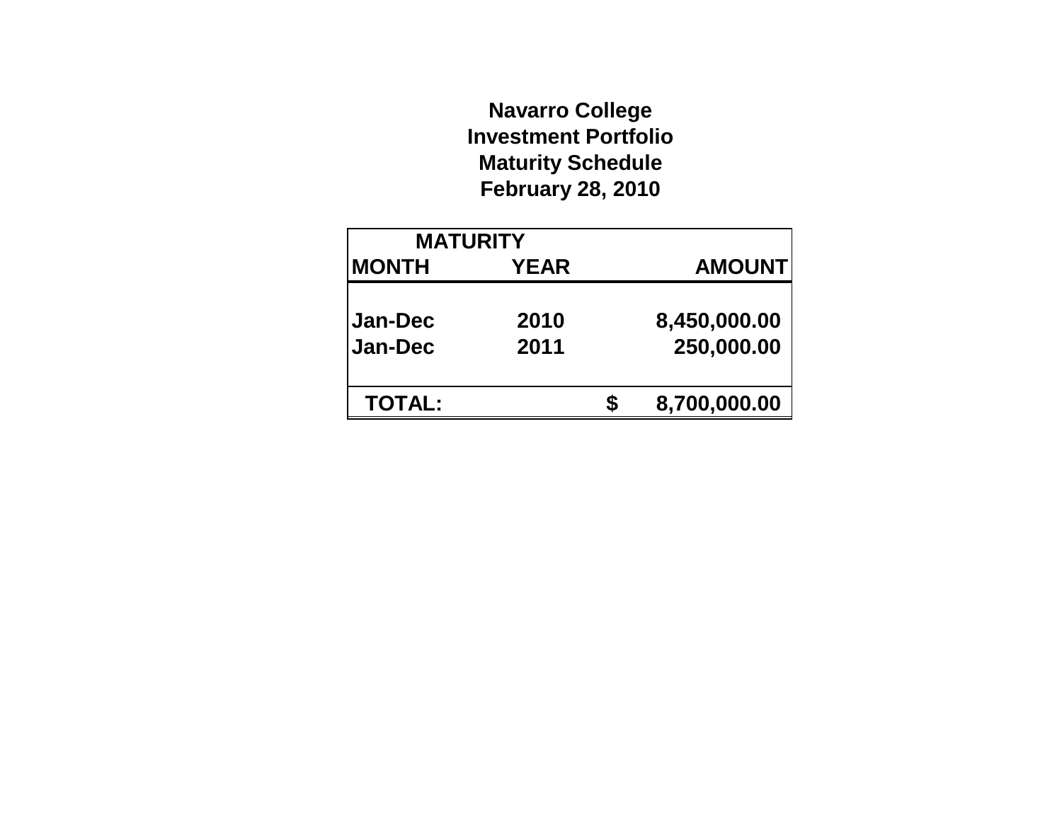# Navarro College
## Investment Portfolio
## Maturity Schedule
## February 28, 2010

| MATURITY | | | |
|---|---|---|---|
| MONTH | YEAR | | AMOUNT |
| Jan-Dec | 2010 | | 8,450,000.00 |
| Jan-Dec | 2011 | | 250,000.00 |
| TOTAL: | | $ | 8,700,000.00 |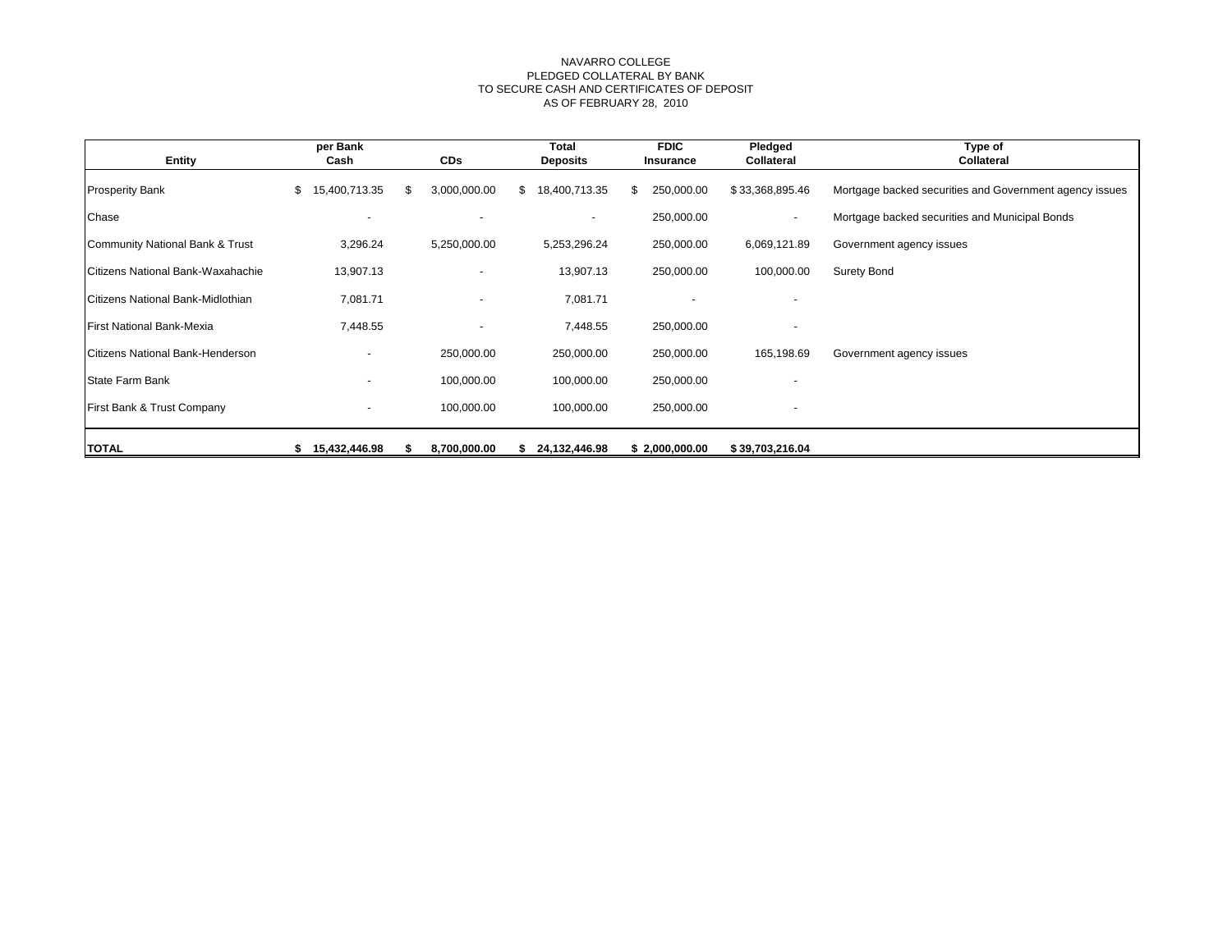NAVARRO COLLEGE
PLEDGED COLLATERAL BY BANK
TO SECURE CASH AND CERTIFICATES OF DEPOSIT
AS OF FEBRUARY 28, 2010

| Entity | per Bank Cash | CDs | Total Deposits | FDIC Insurance | Pledged Collateral | Type of Collateral |
|---|---|---|---|---|---|---|
| Prosperity Bank | $ 15,400,713.35 | $ 3,000,000.00 | $ 18,400,713.35 | $ 250,000.00 | $ 33,368,895.46 | Mortgage backed securities and Government agency issues |
| Chase | - | - | - | 250,000.00 | - | Mortgage backed securities and Municipal Bonds |
| Community National Bank & Trust | 3,296.24 | 5,250,000.00 | 5,253,296.24 | 250,000.00 | 6,069,121.89 | Government agency issues |
| Citizens National Bank-Waxahachie | 13,907.13 | - | 13,907.13 | 250,000.00 | 100,000.00 | Surety Bond |
| Citizens National Bank-Midlothian | 7,081.71 | - | 7,081.71 | - | - | |
| First National Bank-Mexia | 7,448.55 | - | 7,448.55 | 250,000.00 | - | |
| Citizens National Bank-Henderson | - | 250,000.00 | 250,000.00 | 250,000.00 | 165,198.69 | Government agency issues |
| State Farm Bank | - | 100,000.00 | 100,000.00 | 250,000.00 | - | |
| First Bank & Trust Company | - | 100,000.00 | 100,000.00 | 250,000.00 | - | |
| **TOTAL** | **$ 15,432,446.98** | **$ 8,700,000.00** | **$ 24,132,446.98** | **$ 2,000,000.00** | **$ 39,703,216.04** | |